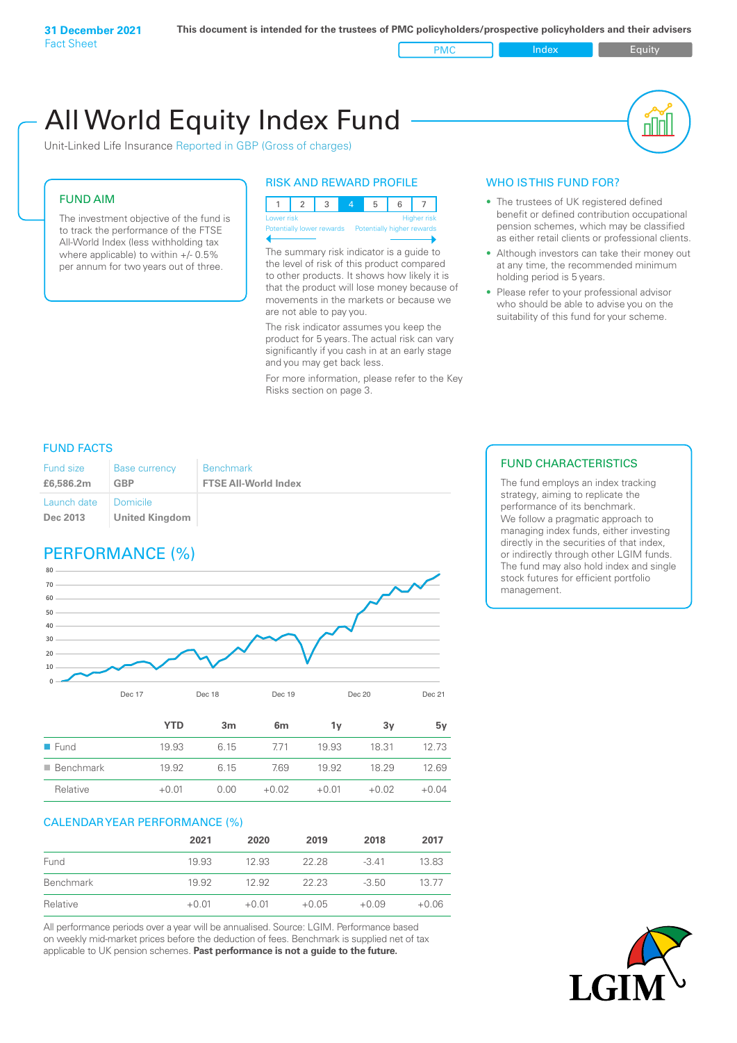**31 December 2021**
Fact Sheet

**This document is intended for the trustees of PMC policyholders/prospective policyholders and their advisers**

PMC | Index | Equity

# All World Equity Index Fund

Unit-Linked Life Insurance Reported in GBP (Gross of charges)

## FUND AIM

The investment objective of the fund is to track the performance of the FTSE All-World Index (less withholding tax where applicable) to within +/- 0.5% per annum for two years out of three.

## RISK AND REWARD PROFILE

| 1 | 2 | 3 | **4** | 5 | 6 | 7 |
|---|---|---|---|---|---|---|

Lower risk — Higher risk
Potentially lower rewards — Potentially higher rewards

The summary risk indicator is a guide to the level of risk of this product compared to other products. It shows how likely it is that the product will lose money because of movements in the markets or because we are not able to pay you.

The risk indicator assumes you keep the product for 5 years. The actual risk can vary significantly if you cash in at an early stage and you may get back less.

For more information, please refer to the Key Risks section on page 3.

## WHO IS THIS FUND FOR?

- The trustees of UK registered defined benefit or defined contribution occupational pension schemes, which may be classified as either retail clients or professional clients.
- Although investors can take their money out at any time, the recommended minimum holding period is 5 years.
- Please refer to your professional advisor who should be able to advise you on the suitability of this fund for your scheme.

## FUND FACTS

| Fund size | Base currency | Benchmark |
|---|---|---|
| **£6,586.2m** | **GBP** | **FTSE All-World Index** |
| **Launch date** | **Domicile** | |
| **Dec 2013** | **United Kingdom** | |

## FUND CHARACTERISTICS

The fund employs an index tracking strategy, aiming to replicate the performance of its benchmark. We follow a pragmatic approach to managing index funds, either investing directly in the securities of that index, or indirectly through other LGIM funds. The fund may also hold index and single stock futures for efficient portfolio management.

## PERFORMANCE (%)

| | YTD | 3m | 6m | 1y | 3y | 5y |
|---|---|---|---|---|---|---|
| Fund | 19.93 | 6.15 | 7.71 | 19.93 | 18.31 | 12.73 |
| Benchmark | 19.92 | 6.15 | 7.69 | 19.92 | 18.29 | 12.69 |
| Relative | +0.01 | 0.00 | +0.02 | +0.01 | +0.02 | +0.04 |

## CALENDAR YEAR PERFORMANCE (%)

| | 2021 | 2020 | 2019 | 2018 | 2017 |
|---|---|---|---|---|---|
| Fund | 19.93 | 12.93 | 22.28 | -3.41 | 13.83 |
| Benchmark | 19.92 | 12.92 | 22.23 | -3.50 | 13.77 |
| Relative | +0.01 | +0.01 | +0.05 | +0.09 | +0.06 |

All performance periods over a year will be annualised. Source: LGIM. Performance based on weekly mid-market prices before the deduction of fees. Benchmark is supplied net of tax applicable to UK pension schemes. **Past performance is not a guide to the future.**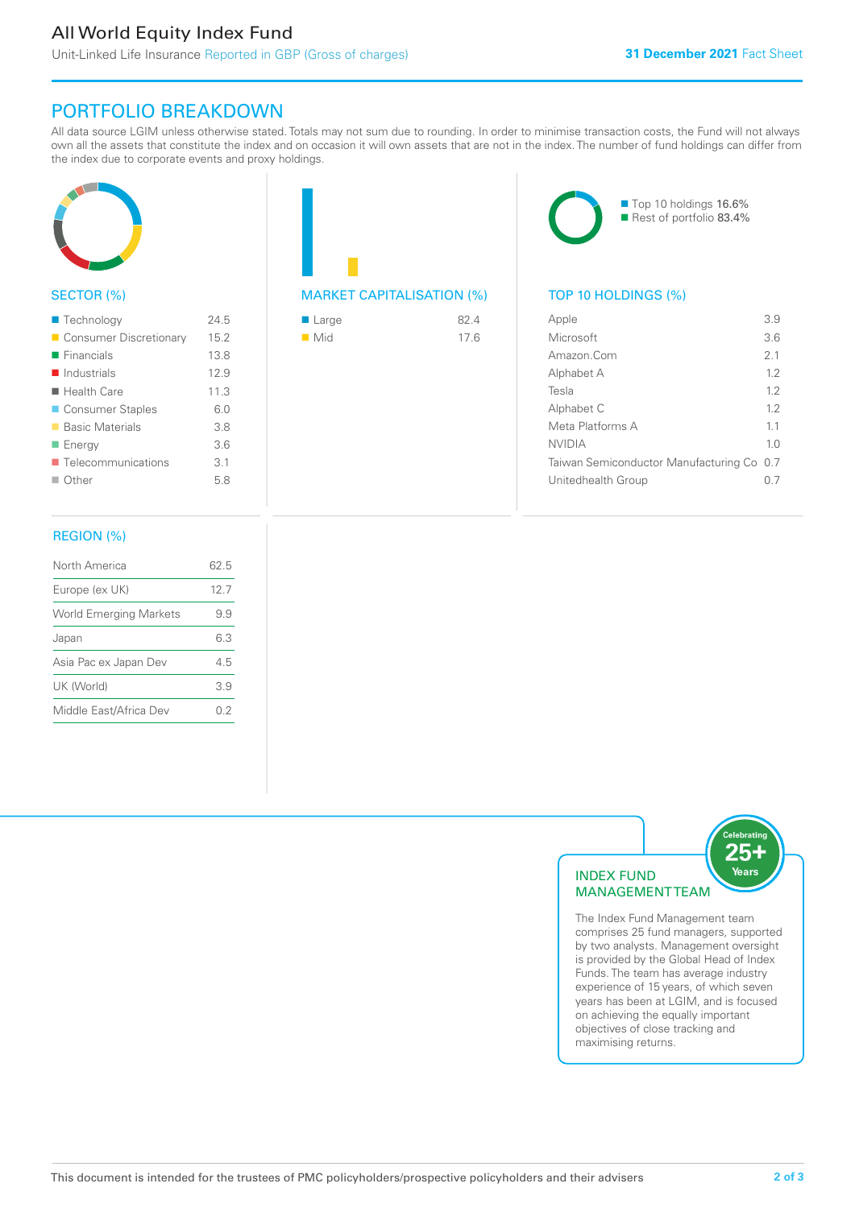## PORTFOLIO BREAKDOWN

All data source LGIM unless otherwise stated. Totals may not sum due to rounding. In order to minimise transaction costs, the Fund will not always own all the assets that constitute the index and on occasion it will own assets that are not in the index. The number of fund holdings can differ from the index due to corporate events and proxy holdings.

### SECTOR (%)

| Sector | % |
|---|---|
| Technology | 24.5 |
| Consumer Discretionary | 15.2 |
| Financials | 13.8 |
| Industrials | 12.9 |
| Health Care | 11.3 |
| Consumer Staples | 6.0 |
| Basic Materials | 3.8 |
| Energy | 3.6 |
| Telecommunications | 3.1 |
| Other | 5.8 |

### MARKET CAPITALISATION (%)

| Market Capitalisation | % |
|---|---|
| Large | 82.4 |
| Mid | 17.6 |

### TOP 10 HOLDINGS (%)

Top 10 holdings 16.6%
Rest of portfolio 83.4%

| Holding | % |
|---|---|
| Apple | 3.9 |
| Microsoft | 3.6 |
| Amazon.Com | 2.1 |
| Alphabet A | 1.2 |
| Tesla | 1.2 |
| Alphabet C | 1.2 |
| Meta Platforms A | 1.1 |
| NVIDIA | 1.0 |
| Taiwan Semiconductor Manufacturing Co | 0.7 |
| Unitedhealth Group | 0.7 |

### REGION (%)

| Region | % |
|---|---|
| North America | 62.5 |
| Europe (ex UK) | 12.7 |
| World Emerging Markets | 9.9 |
| Japan | 6.3 |
| Asia Pac ex Japan Dev | 4.5 |
| UK (World) | 3.9 |
| Middle East/Africa Dev | 0.2 |

### INDEX FUND MANAGEMENT TEAM

Celebrating 25+ Years

The Index Fund Management team comprises 25 fund managers, supported by two analysts. Management oversight is provided by the Global Head of Index Funds. The team has average industry experience of 15 years, of which seven years has been at LGIM, and is focused on achieving the equally important objectives of close tracking and maximising returns.

This document is intended for the trustees of PMC policyholders/prospective policyholders and their advisers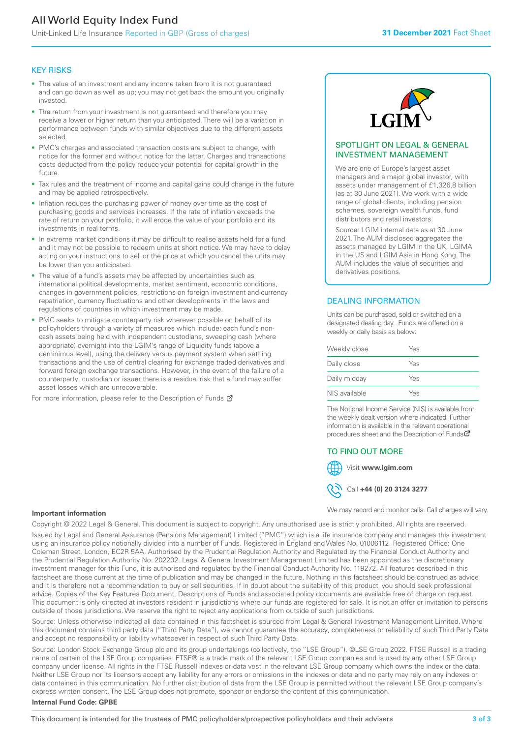## KEY RISKS

- The value of an investment and any income taken from it is not guaranteed and can go down as well as up; you may not get back the amount you originally invested.
- The return from your investment is not guaranteed and therefore you may receive a lower or higher return than you anticipated. There will be a variation in performance between funds with similar objectives due to the different assets selected.
- PMC's charges and associated transaction costs are subject to change, with notice for the former and without notice for the latter. Charges and transactions costs deducted from the policy reduce your potential for capital growth in the future.
- Tax rules and the treatment of income and capital gains could change in the future and may be applied retrospectively.
- Inflation reduces the purchasing power of money over time as the cost of purchasing goods and services increases. If the rate of inflation exceeds the rate of return on your portfolio, it will erode the value of your portfolio and its investments in real terms.
- In extreme market conditions it may be difficult to realise assets held for a fund and it may not be possible to redeem units at short notice. We may have to delay acting on your instructions to sell or the price at which you cancel the units may be lower than you anticipated.
- The value of a fund's assets may be affected by uncertainties such as international political developments, market sentiment, economic conditions, changes in government policies, restrictions on foreign investment and currency repatriation, currency fluctuations and other developments in the laws and regulations of countries in which investment may be made.
- PMC seeks to mitigate counterparty risk wherever possible on behalf of its policyholders through a variety of measures which include: each fund's non-cash assets being held with independent custodians, sweeping cash (where appropriate) overnight into the LGIM's range of Liquidity funds (above a deminimus level), using the delivery versus payment system when settling transactions and the use of central clearing for exchange traded derivatives and forward foreign exchange transactions. However, in the event of the failure of a counterparty, custodian or issuer there is a residual risk that a fund may suffer asset losses which are unrecoverable.

For more information, please refer to the Description of Funds

## SPOTLIGHT ON LEGAL & GENERAL INVESTMENT MANAGEMENT

We are one of Europe's largest asset managers and a major global investor, with assets under management of £1,326.8 billion (as at 30 June 2021). We work with a wide range of global clients, including pension schemes, sovereign wealth funds, fund distributors and retail investors.

Source: LGIM internal data as at 30 June 2021. The AUM disclosed aggregates the assets managed by LGIM in the UK, LGIMA in the US and LGIM Asia in Hong Kong. The AUM includes the value of securities and derivatives positions.

## DEALING INFORMATION

Units can be purchased, sold or switched on a designated dealing day. Funds are offered on a weekly or daily basis as below:

| | |
|---|---|
| Weekly close | Yes |
| Daily close | Yes |
| Daily midday | Yes |
| NIS available | Yes |

The Notional Income Service (NIS) is available from the weekly dealt version where indicated. Further information is available in the relevant operational procedures sheet and the Description of Funds

## TO FIND OUT MORE

Visit **www.lgim.com**

Call **+44 (0) 20 3124 3277**

We may record and monitor calls. Call charges will vary.

**Important information**

Copyright © 2022 Legal & General. This document is subject to copyright. Any unauthorised use is strictly prohibited. All rights are reserved.

Issued by Legal and General Assurance (Pensions Management) Limited ("PMC") which is a life insurance company and manages this investment using an insurance policy notionally divided into a number of Funds. Registered in England and Wales No. 01006112. Registered Office: One Coleman Street, London, EC2R 5AA. Authorised by the Prudential Regulation Authority and Regulated by the Financial Conduct Authority and the Prudential Regulation Authority No. 202202. Legal & General Investment Management Limited has been appointed as the discretionary investment manager for this Fund, it is authorised and regulated by the Financial Conduct Authority No. 119272. All features described in this factsheet are those current at the time of publication and may be changed in the future. Nothing in this factsheet should be construed as advice and it is therefore not a recommendation to buy or sell securities. If in doubt about the suitability of this product, you should seek professional advice. Copies of the Key Features Document, Descriptions of Funds and associated policy documents are available free of charge on request. This document is only directed at investors resident in jurisdictions where our funds are registered for sale. It is not an offer or invitation to persons outside of those jurisdictions. We reserve the right to reject any applications from outside of such jurisdictions.

Source: Unless otherwise indicated all data contained in this factsheet is sourced from Legal & General Investment Management Limited. Where this document contains third party data ("Third Party Data"), we cannot guarantee the accuracy, completeness or reliability of such Third Party Data and accept no responsibility or liability whatsoever in respect of such Third Party Data.

Source: London Stock Exchange Group plc and its group undertakings (collectively, the "LSE Group"). ©LSE Group 2022. FTSE Russell is a trading name of certain of the LSE Group companies. FTSE® is a trade mark of the relevant LSE Group companies and is used by any other LSE Group company under license. All rights in the FTSE Russell indexes or data vest in the relevant LSE Group company which owns the index or the data. Neither LSE Group nor its licensors accept any liability for any errors or omissions in the indexes or data and no party may rely on any indexes or data contained in this communication. No further distribution of data from the LSE Group is permitted without the relevant LSE Group company's express written consent. The LSE Group does not promote, sponsor or endorse the content of this communication.

**Internal Fund Code: GPBE**

This document is intended for the trustees of PMC policyholders/prospective policyholders and their advisers